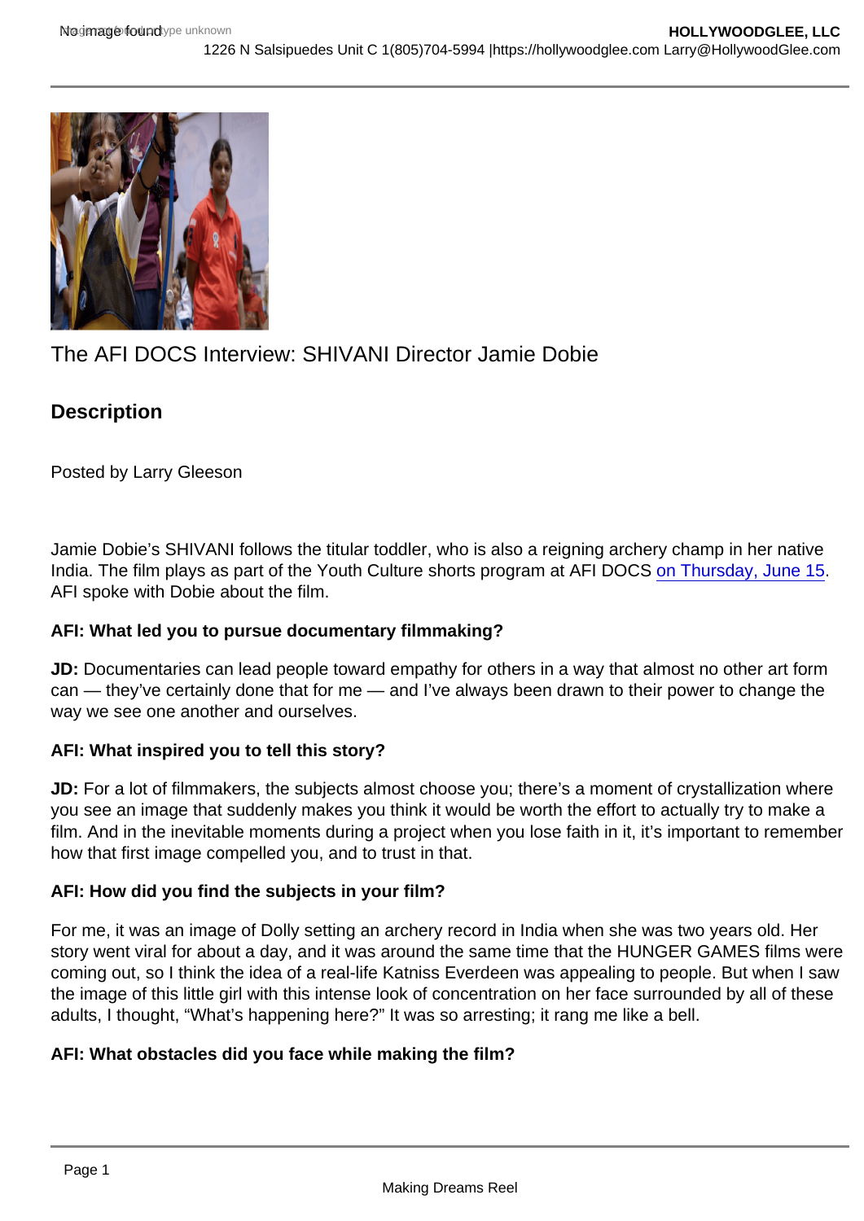# The AFI DOCS Interview: SHIVANI Director Jamie Dobie

## Description

Posted by Larry Gleeson

Jamie Dobie's SHIVANI follows the titular toddler, who is also a reigning archery champ in her native India. The film plays as part of the Youth Culture shorts program at AFI DOCS on Thursday, June 15. AFI spoke with Dobie about the film.

**AFI: What led you to pursue documentary filmmaking?**

**JD:** Documentaries can lead people toward empathy for others in a way that almost no other art form can — they've certainly done that for me — and I've always been drawn to their power to change the way we see one another and ourselves.

**AFI: What inspired you to tell this story?**

**JD:** For a lot of filmmakers, the subjects almost choose you; there's a moment of crystallization where you see an image that suddenly makes you think it would be worth the effort to actually try to make a film. And in the inevitable moments during a project when you lose faith in it, it's important to remember how that first image compelled you, and to trust in that.

**AFI: How did you find the subjects in your film?**

For me, it was an image of Dolly setting an archery record in India when she was two years old. Her story went viral for about a day, and it was around the same time that the HUNGER GAMES films were coming out, so I think the idea of a real-life Katniss Everdeen was appealing to people. But when I saw the image of this little girl with this intense look of concentration on her face surrounded by all of these adults, I thought, "What's happening here?" It was so arresting; it rang me like a bell.

**AFI: What obstacles did you face while making the film?**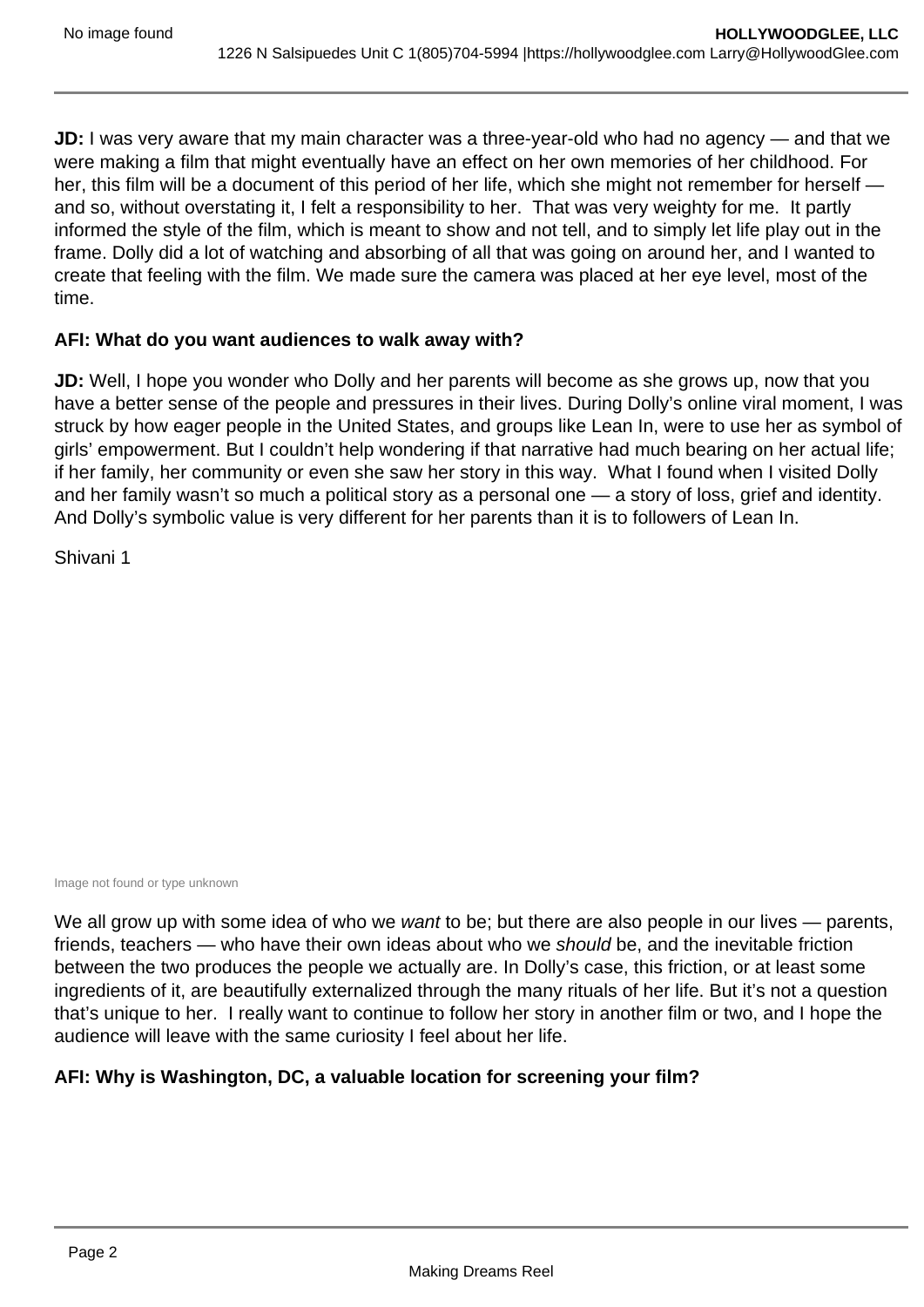**JD:** I was very aware that my main character was a three-year-old who had no agency — and that we were making a film that might eventually have an effect on her own memories of her childhood. For her, this film will be a document of this period of her life, which she might not remember for herself — and so, without overstating it, I felt a responsibility to her. That was very weighty for me. It partly informed the style of the film, which is meant to show and not tell, and to simply let life play out in the frame. Dolly did a lot of watching and absorbing of all that was going on around her, and I wanted to create that feeling with the film. We made sure the camera was placed at her eye level, most of the time.

**AFI: What do you want audiences to walk away with?**

**JD:** Well, I hope you wonder who Dolly and her parents will become as she grows up, now that you have a better sense of the people and pressures in their lives. During Dolly's online viral moment, I was struck by how eager people in the United States, and groups like Lean In, were to use her as symbol of girls' empowerment. But I couldn't help wondering if that narrative had much bearing on her actual life; if her family, her community or even she saw her story in this way. What I found when I visited Dolly and her family wasn't so much a political story as a personal one — a story of loss, grief and identity. And Dolly's symbolic value is very different for her parents than it is to followers of Lean In.

Shivani 1

Image not found or type unknown

We all grow up with some idea of who we *want* to be; but there are also people in our lives — parents, friends, teachers — who have their own ideas about who we *should* be, and the inevitable friction between the two produces the people we actually are. In Dolly's case, this friction, or at least some ingredients of it, are beautifully externalized through the many rituals of her life. But it's not a question that's unique to her. I really want to continue to follow her story in another film or two, and I hope the audience will leave with the same curiosity I feel about her life.

**AFI: Why is Washington, DC, a valuable location for screening your film?**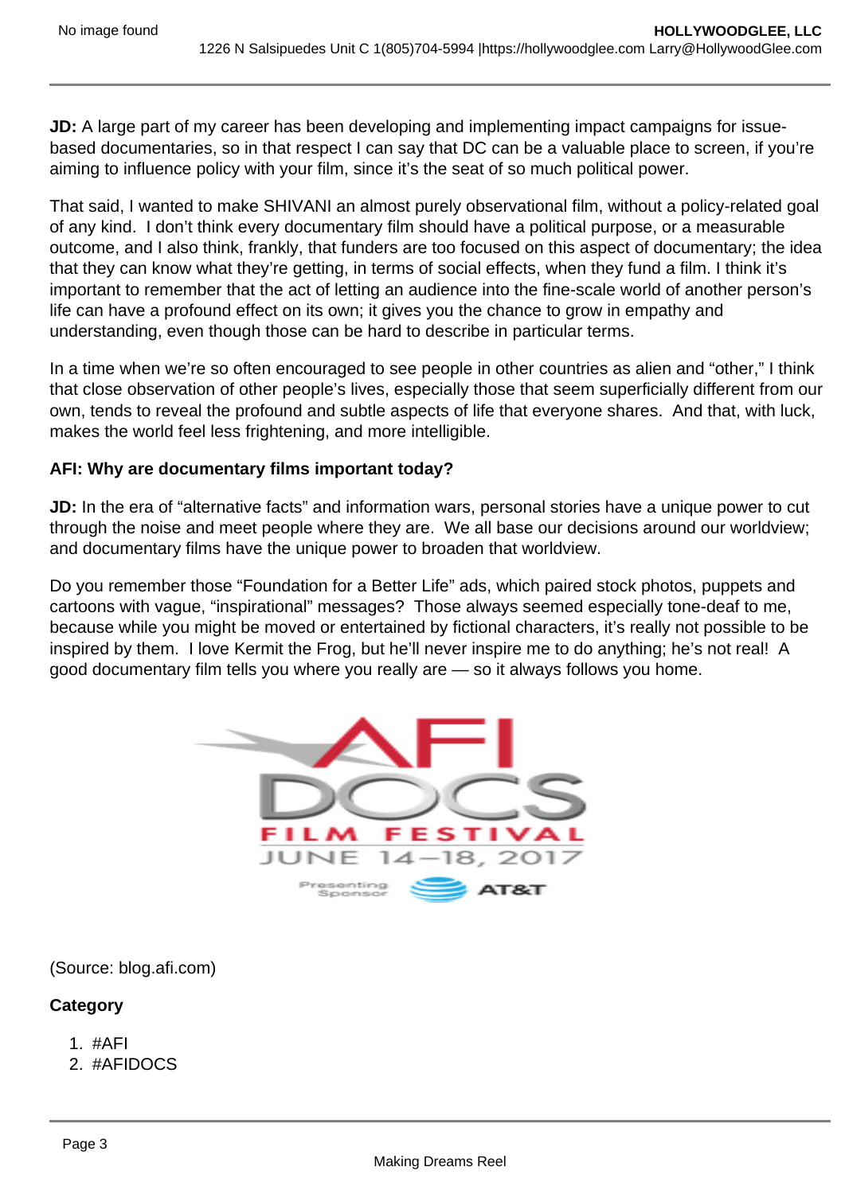**JD:** A large part of my career has been developing and implementing impact campaigns for issue-based documentaries, so in that respect I can say that DC can be a valuable place to screen, if you're aiming to influence policy with your film, since it's the seat of so much political power.

That said, I wanted to make SHIVANI an almost purely observational film, without a policy-related goal of any kind.  I don't think every documentary film should have a political purpose, or a measurable outcome, and I also think, frankly, that funders are too focused on this aspect of documentary; the idea that they can know what they're getting, in terms of social effects, when they fund a film. I think it's important to remember that the act of letting an audience into the fine-scale world of another person's life can have a profound effect on its own; it gives you the chance to grow in empathy and understanding, even though those can be hard to describe in particular terms.

In a time when we're so often encouraged to see people in other countries as alien and "other," I think that close observation of other people's lives, especially those that seem superficially different from our own, tends to reveal the profound and subtle aspects of life that everyone shares.  And that, with luck, makes the world feel less frightening, and more intelligible.

**AFI: Why are documentary films important today?**

**JD:** In the era of "alternative facts" and information wars, personal stories have a unique power to cut through the noise and meet people where they are.  We all base our decisions around our worldview; and documentary films have the unique power to broaden that worldview.

Do you remember those "Foundation for a Better Life" ads, which paired stock photos, puppets and cartoons with vague, "inspirational" messages?  Those always seemed especially tone-deaf to me, because while you might be moved or entertained by fictional characters, it's really not possible to be inspired by them.  I love Kermit the Frog, but he'll never inspire me to do anything; he's not real!  A good documentary film tells you where you really are — so it always follows you home.

AFI DOCS FILM FESTIVAL JUNE 14–18, 2017
Presenting Sponsor AT&T

(Source: blog.afi.com)

**Category**

1. #AFI
2. #AFIDOCS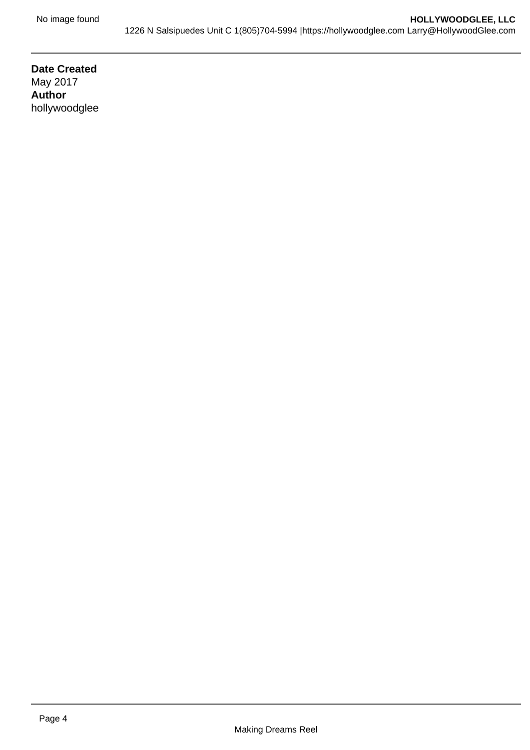**Date Created**
May 2017
**Author**
hollywoodglee